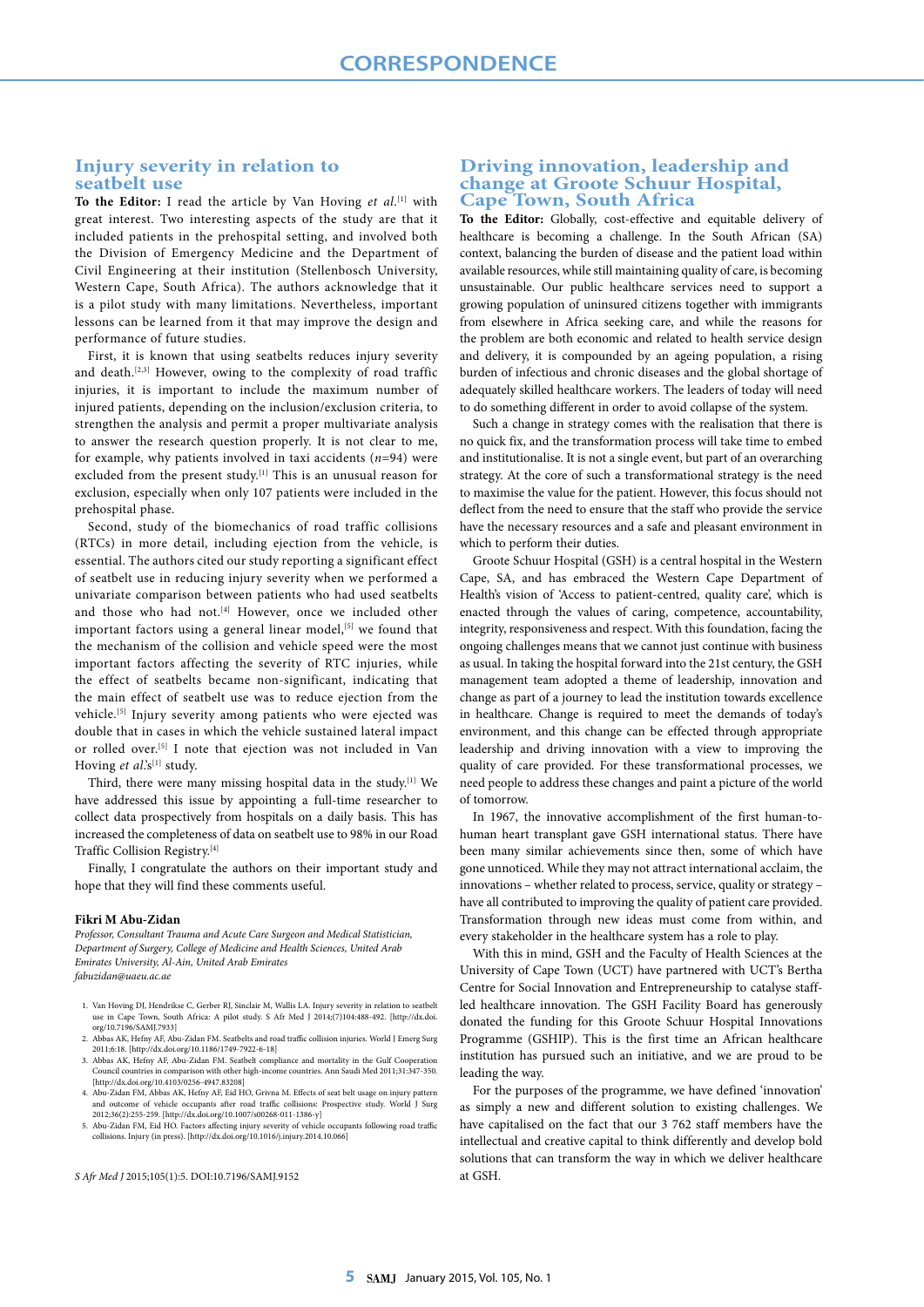# CORRESPONDENCE

## Injury severity in relation to seatbelt use

**To the Editor:** I read the article by Van Hoving *et al.*[1] with great interest. Two interesting aspects of the study are that it included patients in the prehospital setting, and involved both the Division of Emergency Medicine and the Department of Civil Engineering at their institution (Stellenbosch University, Western Cape, South Africa). The authors acknowledge that it is a pilot study with many limitations. Nevertheless, important lessons can be learned from it that may improve the design and performance of future studies.

First, it is known that using seatbelts reduces injury severity and death.[2,3] However, owing to the complexity of road traffic injuries, it is important to include the maximum number of injured patients, depending on the inclusion/exclusion criteria, to strengthen the analysis and permit a proper multivariate analysis to answer the research question properly. It is not clear to me, for example, why patients involved in taxi accidents ($n$=94) were excluded from the present study.[1] This is an unusual reason for exclusion, especially when only 107 patients were included in the prehospital phase.

Second, study of the biomechanics of road traffic collisions (RTCs) in more detail, including ejection from the vehicle, is essential. The authors cited our study reporting a significant effect of seatbelt use in reducing injury severity when we performed a univariate comparison between patients who had used seatbelts and those who had not.[4] However, once we included other important factors using a general linear model,[5] we found that the mechanism of the collision and vehicle speed were the most important factors affecting the severity of RTC injuries, while the effect of seatbelts became non-significant, indicating that the main effect of seatbelt use was to reduce ejection from the vehicle.[5] Injury severity among patients who were ejected was double that in cases in which the vehicle sustained lateral impact or rolled over.[5] I note that ejection was not included in Van Hoving *et al.*'s[1] study.

Third, there were many missing hospital data in the study.[1] We have addressed this issue by appointing a full-time researcher to collect data prospectively from hospitals on a daily basis. This has increased the completeness of data on seatbelt use to 98% in our Road Traffic Collision Registry.[4]

Finally, I congratulate the authors on their important study and hope that they will find these comments useful.

**Fikri M Abu-Zidan**

*Professor, Consultant Trauma and Acute Care Surgeon and Medical Statistician, Department of Surgery, College of Medicine and Health Sciences, United Arab Emirates University, Al-Ain, United Arab Emirates*
*fabuzidan@uaeu.ac.ae*

1. Van Hoving DJ, Hendrikse C, Gerber RJ, Sinclair M, Wallis LA. Injury severity in relation to seatbelt use in Cape Town, South Africa: A pilot study. S Afr Med J 2014;(7)104:488-492. [http://dx.doi.org/10.7196/SAMJ.7933]
2. Abbas AK, Hefny AF, Abu-Zidan FM. Seatbelts and road traffic collision injuries. World J Emerg Surg 2011;6:18. [http://dx.doi.org/10.1186/1749-7922-6-18]
3. Abbas AK, Hefny AF, Abu-Zidan FM. Seatbelt compliance and mortality in the Gulf Cooperation Council countries in comparison with other high-income countries. Ann Saudi Med 2011;31:347-350. [http://dx.doi.org/10.4103/0256-4947.83208]
4. Abu-Zidan FM, Abbas AK, Hefny AF, Eid HO, Grivna M. Effects of seat belt usage on injury pattern and outcome of vehicle occupants after road traffic collisions: Prospective study. World J Surg 2012;36(2):255-259. [http://dx.doi.org/10.1007/s00268-011-1386-y]
5. Abu-Zidan FM, Eid HO. Factors affecting injury severity of vehicle occupants following road traffic collisions. Injury (in press). [http://dx.doi.org/10.1016/j.injury.2014.10.066]

*S Afr Med J* 2015;105(1):5. DOI:10.7196/SAMJ.9152

## Driving innovation, leadership and change at Groote Schuur Hospital, Cape Town, South Africa

**To the Editor:** Globally, cost-effective and equitable delivery of healthcare is becoming a challenge. In the South African (SA) context, balancing the burden of disease and the patient load within available resources, while still maintaining quality of care, is becoming unsustainable. Our public healthcare services need to support a growing population of uninsured citizens together with immigrants from elsewhere in Africa seeking care, and while the reasons for the problem are both economic and related to health service design and delivery, it is compounded by an ageing population, a rising burden of infectious and chronic diseases and the global shortage of adequately skilled healthcare workers. The leaders of today will need to do something different in order to avoid collapse of the system.

Such a change in strategy comes with the realisation that there is no quick fix, and the transformation process will take time to embed and institutionalise. It is not a single event, but part of an overarching strategy. At the core of such a transformational strategy is the need to maximise the value for the patient. However, this focus should not deflect from the need to ensure that the staff who provide the service have the necessary resources and a safe and pleasant environment in which to perform their duties.

Groote Schuur Hospital (GSH) is a central hospital in the Western Cape, SA, and has embraced the Western Cape Department of Health's vision of 'Access to patient-centred, quality care', which is enacted through the values of caring, competence, accountability, integrity, responsiveness and respect. With this foundation, facing the ongoing challenges means that we cannot just continue with business as usual. In taking the hospital forward into the 21st century, the GSH management team adopted a theme of leadership, innovation and change as part of a journey to lead the institution towards excellence in healthcare. Change is required to meet the demands of today's environment, and this change can be effected through appropriate leadership and driving innovation with a view to improving the quality of care provided. For these transformational processes, we need people to address these changes and paint a picture of the world of tomorrow.

In 1967, the innovative accomplishment of the first human-to-human heart transplant gave GSH international status. There have been many similar achievements since then, some of which have gone unnoticed. While they may not attract international acclaim, the innovations – whether related to process, service, quality or strategy – have all contributed to improving the quality of patient care provided. Transformation through new ideas must come from within, and every stakeholder in the healthcare system has a role to play.

With this in mind, GSH and the Faculty of Health Sciences at the University of Cape Town (UCT) have partnered with UCT's Bertha Centre for Social Innovation and Entrepreneurship to catalyse staff-led healthcare innovation. The GSH Facility Board has generously donated the funding for this Groote Schuur Hospital Innovations Programme (GSHIP). This is the first time an African healthcare institution has pursued such an initiative, and we are proud to be leading the way.

For the purposes of the programme, we have defined 'innovation' as simply a new and different solution to existing challenges. We have capitalised on the fact that our 3 762 staff members have the intellectual and creative capital to think differently and develop bold solutions that can transform the way in which we deliver healthcare at GSH.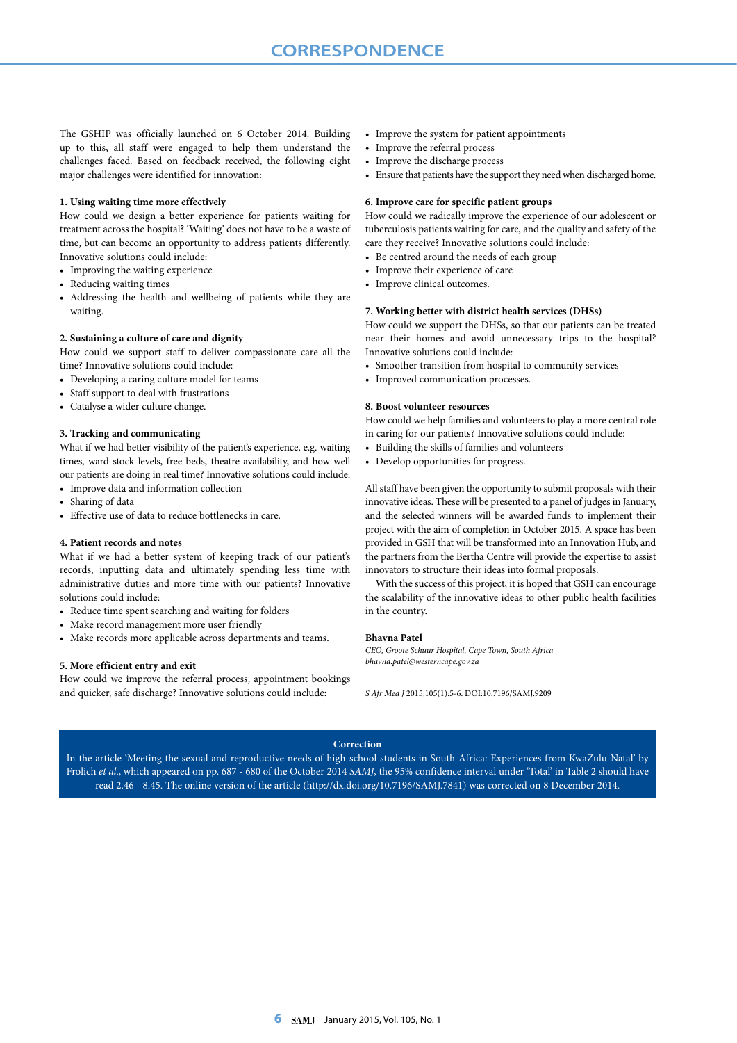The GSHIP was officially launched on 6 October 2014. Building up to this, all staff were engaged to help them understand the challenges faced. Based on feedback received, the following eight major challenges were identified for innovation:

**1. Using waiting time more effectively**

How could we design a better experience for patients waiting for treatment across the hospital? 'Waiting' does not have to be a waste of time, but can become an opportunity to address patients differently. Innovative solutions could include:

- Improving the waiting experience
- Reducing waiting times
- Addressing the health and wellbeing of patients while they are waiting.

**2. Sustaining a culture of care and dignity**

How could we support staff to deliver compassionate care all the time? Innovative solutions could include:

- Developing a caring culture model for teams
- Staff support to deal with frustrations
- Catalyse a wider culture change.

**3. Tracking and communicating**

What if we had better visibility of the patient's experience, e.g. waiting times, ward stock levels, free beds, theatre availability, and how well our patients are doing in real time? Innovative solutions could include:

- Improve data and information collection
- Sharing of data
- Effective use of data to reduce bottlenecks in care.

**4. Patient records and notes**

What if we had a better system of keeping track of our patient's records, inputting data and ultimately spending less time with administrative duties and more time with our patients? Innovative solutions could include:

- Reduce time spent searching and waiting for folders
- Make record management more user friendly
- Make records more applicable across departments and teams.

**5. More efficient entry and exit**

How could we improve the referral process, appointment bookings and quicker, safe discharge? Innovative solutions could include:

- Improve the system for patient appointments
- Improve the referral process
- Improve the discharge process
- Ensure that patients have the support they need when discharged home.

**6. Improve care for specific patient groups**

How could we radically improve the experience of our adolescent or tuberculosis patients waiting for care, and the quality and safety of the care they receive? Innovative solutions could include:

- Be centred around the needs of each group
- Improve their experience of care
- Improve clinical outcomes.

**7. Working better with district health services (DHSs)**

How could we support the DHSs, so that our patients can be treated near their homes and avoid unnecessary trips to the hospital? Innovative solutions could include:

- Smoother transition from hospital to community services
- Improved communication processes.

**8. Boost volunteer resources**

How could we help families and volunteers to play a more central role in caring for our patients? Innovative solutions could include:

- Building the skills of families and volunteers
- Develop opportunities for progress.

All staff have been given the opportunity to submit proposals with their innovative ideas. These will be presented to a panel of judges in January, and the selected winners will be awarded funds to implement their project with the aim of completion in October 2015. A space has been provided in GSH that will be transformed into an Innovation Hub, and the partners from the Bertha Centre will provide the expertise to assist innovators to structure their ideas into formal proposals.

With the success of this project, it is hoped that GSH can encourage the scalability of the innovative ideas to other public health facilities in the country.

**Bhavna Patel**

*CEO, Groote Schuur Hospital, Cape Town, South Africa*
*bhavna.patel@westerncape.gov.za*

*S Afr Med J* 2015;105(1):5-6. DOI:10.7196/SAMJ.9209

**Correction**

In the article 'Meeting the sexual and reproductive needs of high-school students in South Africa: Experiences from KwaZulu-Natal' by Frolich *et al.*, which appeared on pp. 687 - 680 of the October 2014 *SAMJ*, the 95% confidence interval under 'Total' in Table 2 should have read 2.46 - 8.45. The online version of the article (http://dx.doi.org/10.7196/SAMJ.7841) was corrected on 8 December 2014.